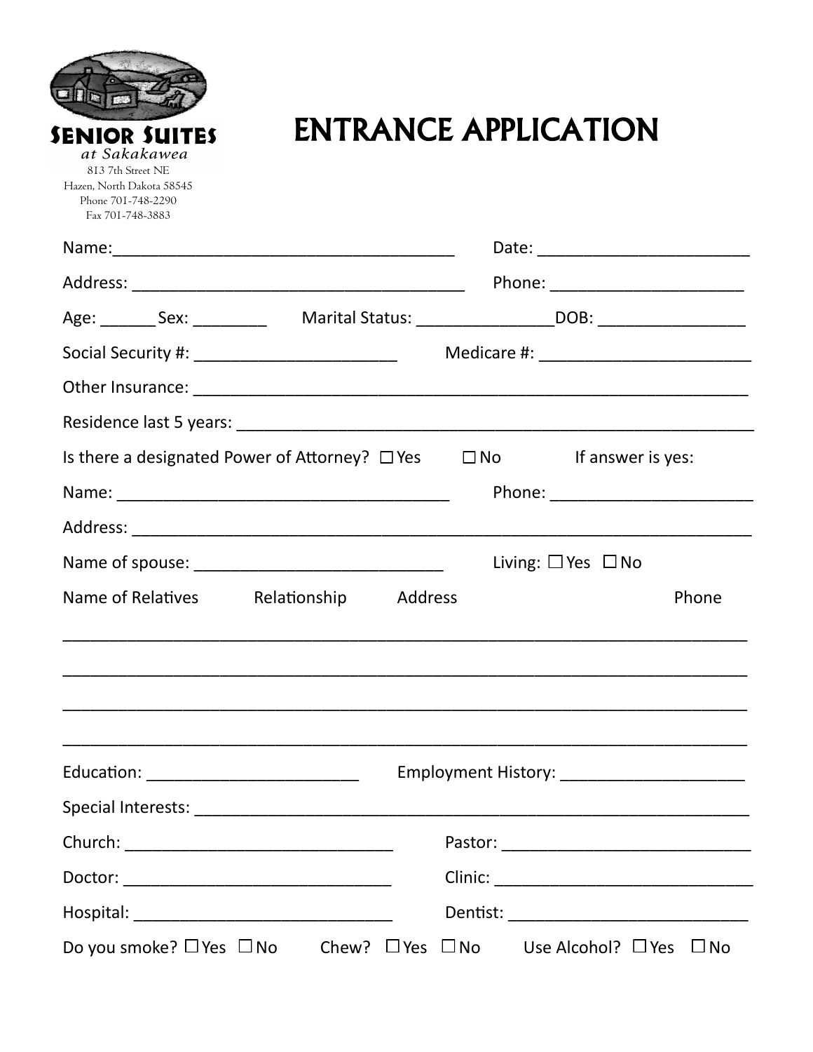**SENIOR SUITES**
*at Sakakawea*
813 7th Street NE
Hazen, North Dakota 58545
Phone 701-748-2290
Fax 701-748-3883

# ENTRANCE APPLICATION

Name:_______________________________________ Date: ________________________

Address: ______________________________________ Phone: ______________________

Age: ______ Sex: ________ Marital Status: _______________ DOB: ________________

Social Security #: ______________________ Medicare #: ________________________

Other Insurance: ________________________________________________________________

Residence last 5 years: __________________________________________________________

Is there a designated Power of Attorney? ☐ Yes ☐ No If answer is yes:

Name: ______________________________________ Phone: _______________________

Address: _______________________________________________________________________

Name of spouse: ____________________________ Living: ☐ Yes ☐ No

Name of Relatives Relationship Address Phone

_____________________________________________________________________________

_____________________________________________________________________________

_____________________________________________________________________________

_____________________________________________________________________________

Education: ________________________ Employment History: _____________________

Special Interests: _________________________________________________________________

Church: ______________________________ Pastor: _____________________________

Doctor: ______________________________ Clinic: ______________________________

Hospital: _____________________________ Dentist: ____________________________

Do you smoke? ☐ Yes ☐ No Chew? ☐ Yes ☐ No Use Alcohol? ☐ Yes ☐ No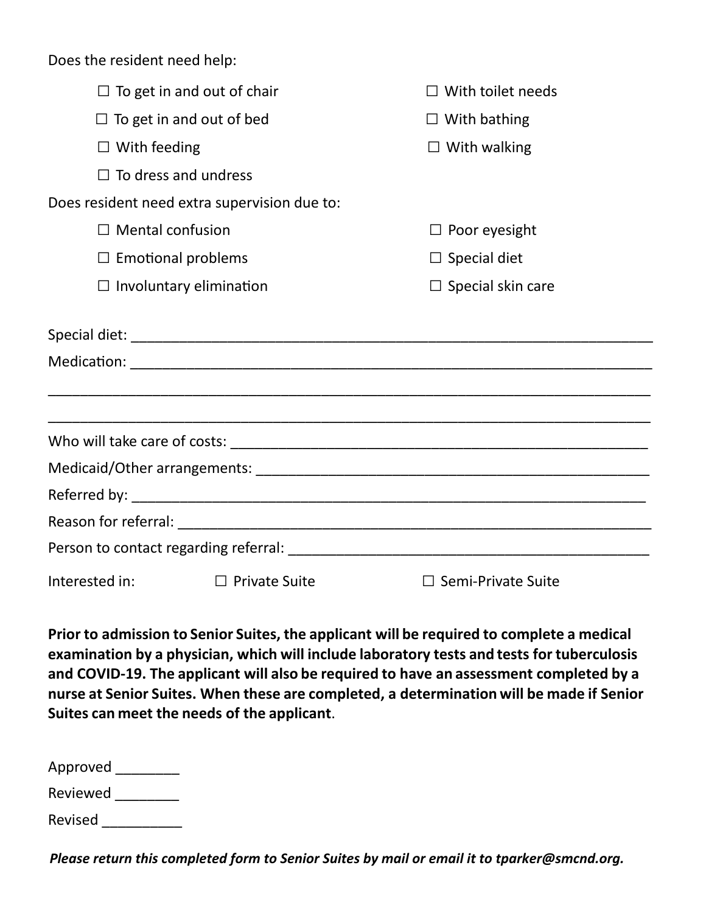Does the resident need help:

☐ To get in and out of chair ☐ With toilet needs

☐ To get in and out of bed ☐ With bathing

☐ With feeding ☐ With walking

☐ To dress and undress

Does resident need extra supervision due to:

☐ Mental confusion ☐ Poor eyesight

☐ Emotional problems ☐ Special diet

☐ Involuntary elimination ☐ Special skin care

Special diet: ___________________________________________________________________

Medication: ____________________________________________________________________

________________________________________________________________________________

________________________________________________________________________________

Who will take care of costs: ______________________________________________________

Medicaid/Other arrangements: ____________________________________________________

Referred by: ___________________________________________________________________

Reason for referral: _____________________________________________________________

Person to contact regarding referral: ______________________________________________

Interested in: ☐ Private Suite ☐ Semi-Private Suite

**Prior to admission to Senior Suites, the applicant will be required to complete a medical examination by a physician, which will include laboratory tests and tests for tuberculosis and COVID-19. The applicant will also be required to have an assessment completed by a nurse at Senior Suites. When these are completed, a determination will be made if Senior Suites can meet the needs of the applicant**.

Approved ________

Reviewed ________

Revised __________

***Please return this completed form to Senior Suites by mail or email it to tparker@smcnd.org.***